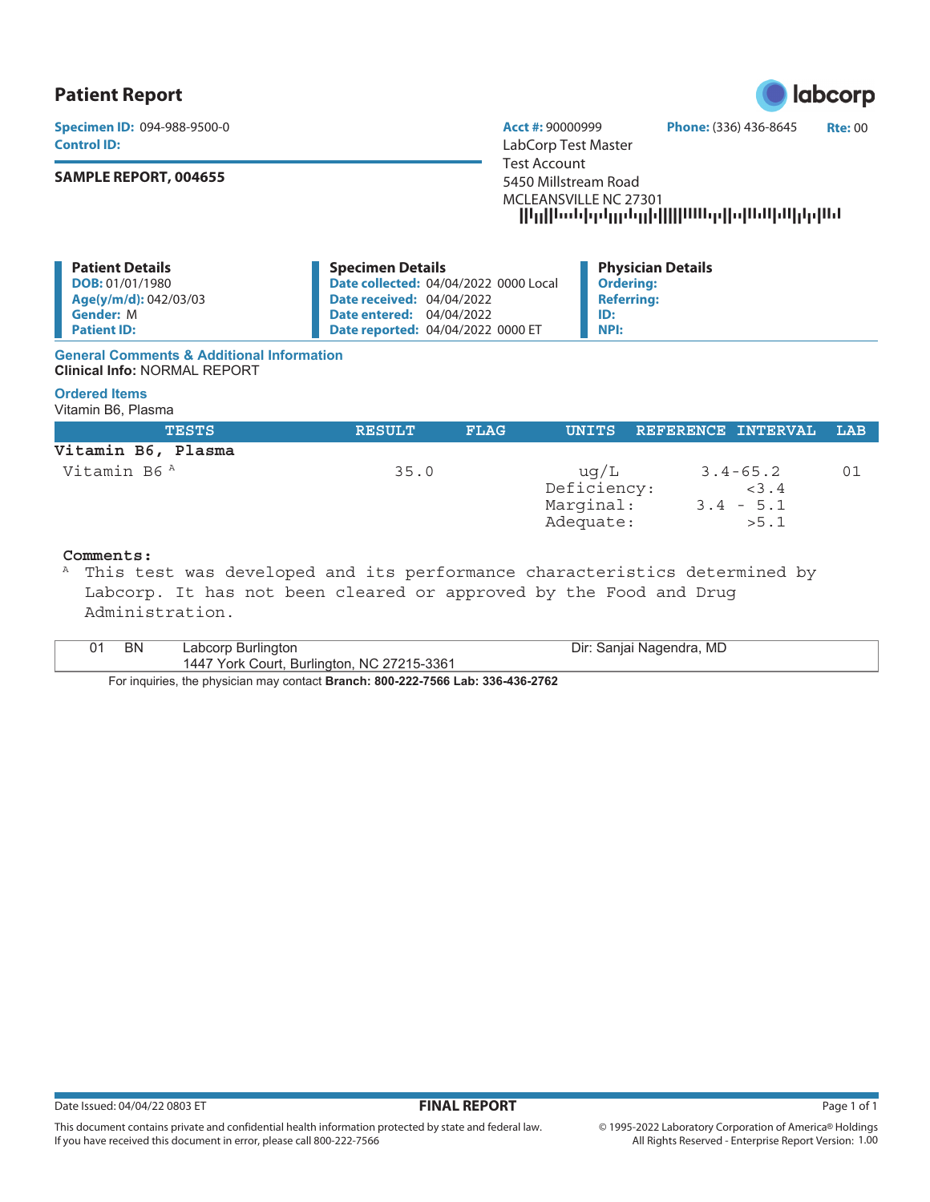# Patient Report

**Specimen ID:** 094-988-9500-0
**Control ID:**

**SAMPLE REPORT, 004655**

**Acct #:** 90000999 **Phone:** (336) 436-8645 **Rte:** 00
LabCorp Test Master
Test Account
5450 Millstream Road
MCLEANSVILLE NC 27301

**Patient Details**
**DOB:** 01/01/1980
**Age(y/m/d):** 042/03/03
**Gender:** M
**Patient ID:**

**Specimen Details**
**Date collected:** 04/04/2022 0000 Local
**Date received:** 04/04/2022
**Date entered:** 04/04/2022
**Date reported:** 04/04/2022 0000 ET

**Physician Details**
**Ordering:**
**Referring:**
**ID:**
**NPI:**

**General Comments & Additional Information**
**Clinical Info:** NORMAL REPORT

**Ordered Items**
Vitamin B6, Plasma

| TESTS | RESULT | FLAG | UNITS | REFERENCE INTERVAL | LAB |
|---|---|---|---|---|---|
| **Vitamin B6, Plasma** | | | | | |
| Vitamin B6 [A] | 35.0 | | ug/L | 3.4-65.2 | 01 |
| | | | Deficiency: | <3.4 | |
| | | | Marginal: | 3.4 - 5.1 | |
| | | | Adequate: | >5.1 | |

**Comments:**
[A] This test was developed and its performance characteristics determined by Labcorp. It has not been cleared or approved by the Food and Drug Administration.

| 01 | BN | Labcorp Burlington<br>1447 York Court, Burlington, NC 27215-3361 | Dir: Sanjai Nagendra, MD |
|---|---|---|---|

For inquiries, the physician may contact **Branch: 800-222-7566 Lab: 336-436-2762**

Date Issued: 04/04/22 0803 ET **FINAL REPORT**

This document contains private and confidential health information protected by state and federal law. If you have received this document in error, please call 800-222-7566

© 1995-2022 Laboratory Corporation of America® Holdings All Rights Reserved - Enterprise Report Version: 1.00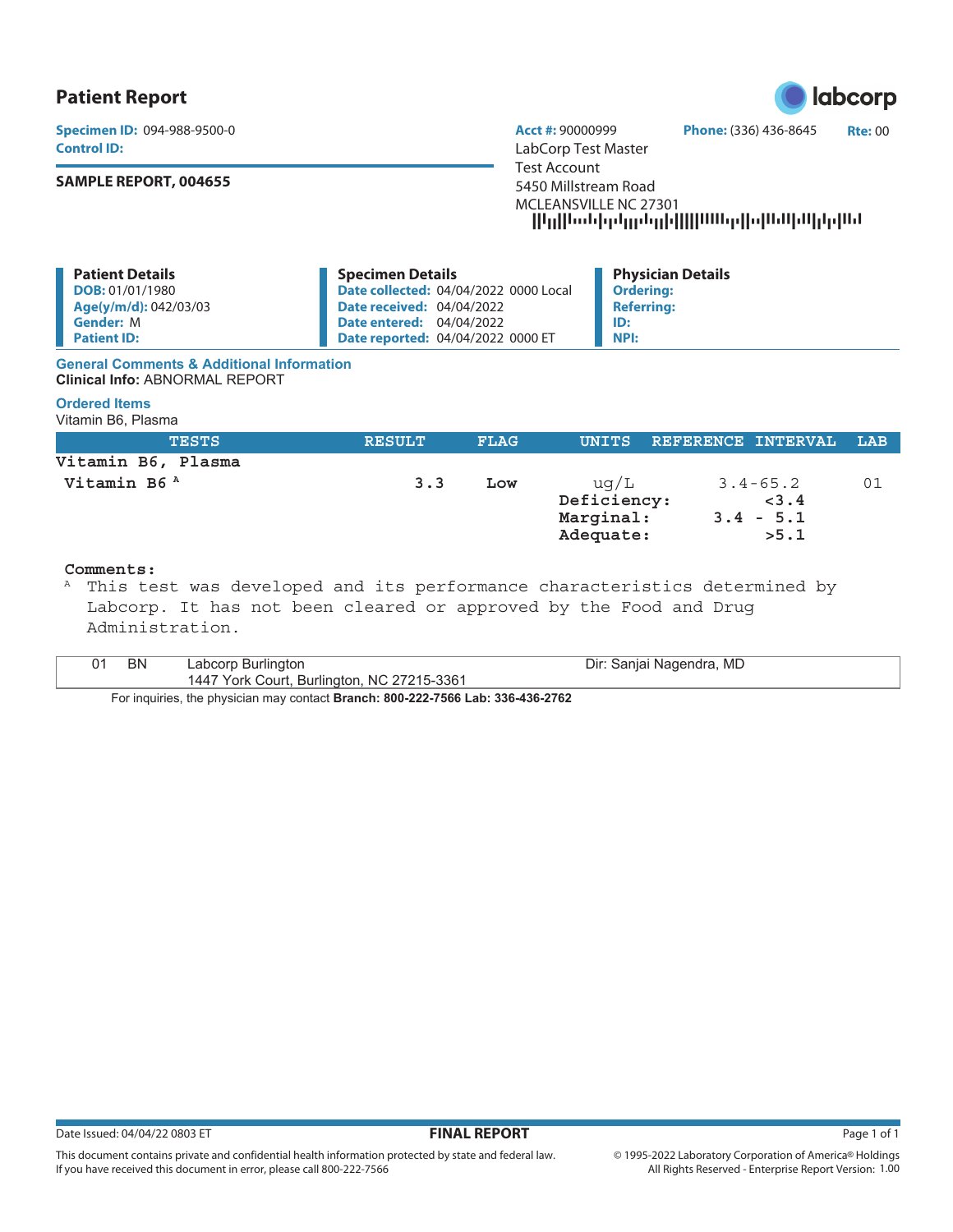# Patient Report

**Specimen ID:** 094-988-9500-0
**Control ID:**

**SAMPLE REPORT, 004655**

**Acct #:** 90000999 **Phone:** (336) 436-8645 **Rte:** 00

LabCorp Test Master
Test Account
5450 Millstream Road
MCLEANSVILLE NC 27301

**Patient Details**
**DOB:** 01/01/1980
**Age(y/m/d):** 042/03/03
**Gender:** M
**Patient ID:**

**Specimen Details**
**Date collected:** 04/04/2022 0000 Local
**Date received:** 04/04/2022
**Date entered:** 04/04/2022
**Date reported:** 04/04/2022 0000 ET

**Physician Details**
**Ordering:**
**Referring:**
**ID:**
**NPI:**

**General Comments & Additional Information**
**Clinical Info:** ABNORMAL REPORT

**Ordered Items**
Vitamin B6, Plasma

| TESTS | RESULT | FLAG | UNITS | REFERENCE INTERVAL | LAB |
|---|---|---|---|---|---|
| **Vitamin B6, Plasma** | | | | | |
| **Vitamin B6** [A] | **3.3** | **Low** | ug/L | 3.4-65.2 | 01 |
| | | | **Deficiency:** | **<3.4** | |
| | | | **Marginal:** | **3.4 - 5.1** | |
| | | | **Adequate:** | **>5.1** | |

**Comments:**
[A] This test was developed and its performance characteristics determined by Labcorp. It has not been cleared or approved by the Food and Drug Administration.

| | | | |
|---|---|---|---|
| 01 | BN | Labcorp Burlington<br>1447 York Court, Burlington, NC 27215-3361 | Dir: Sanjai Nagendra, MD |

For inquiries, the physician may contact **Branch: 800-222-7566 Lab: 336-436-2762**

Date Issued: 04/04/22 0803 ET

**FINAL REPORT**

This document contains private and confidential health information protected by state and federal law.
If you have received this document in error, please call 800-222-7566

© 1995-2022 Laboratory Corporation of America® Holdings
All Rights Reserved - Enterprise Report Version: 1.00